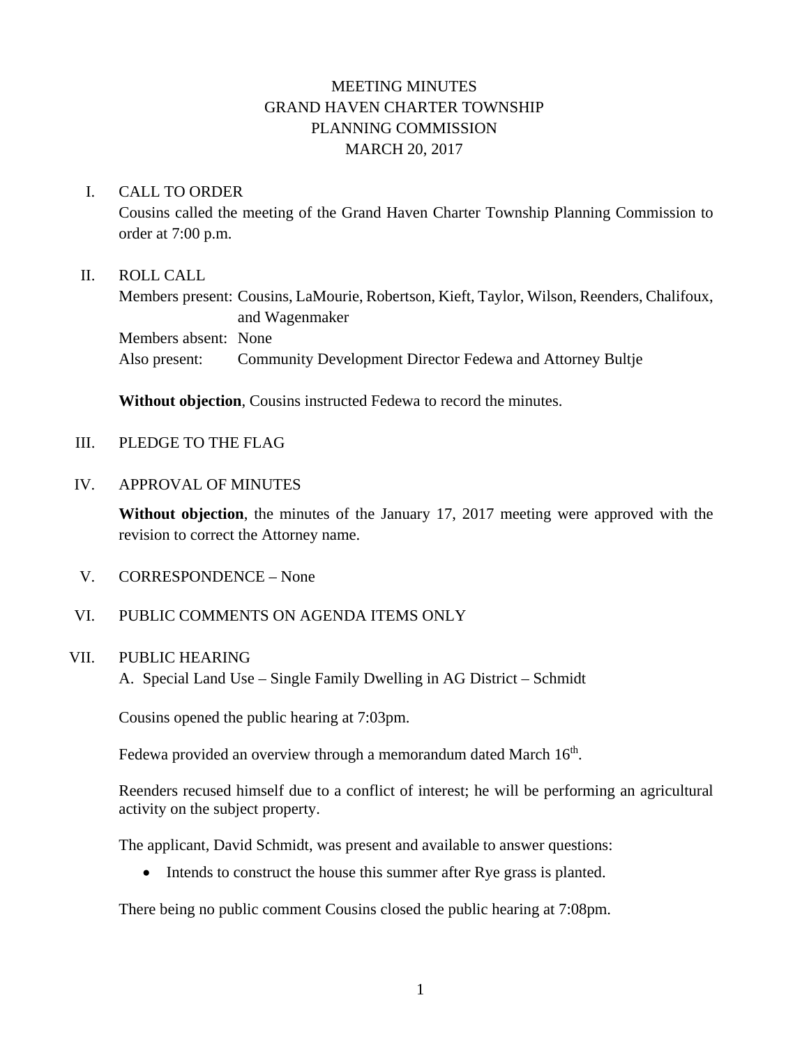# MEETING MINUTES
# GRAND HAVEN CHARTER TOWNSHIP
# PLANNING COMMISSION
# MARCH 20, 2017

I. CALL TO ORDER

Cousins called the meeting of the Grand Haven Charter Township Planning Commission to order at 7:00 p.m.

II. ROLL CALL

Members present: Cousins, LaMourie, Robertson, Kieft, Taylor, Wilson, Reenders, Chalifoux, and Wagenmaker
Members absent: None
Also present: Community Development Director Fedewa and Attorney Bultje

**Without objection**, Cousins instructed Fedewa to record the minutes.

III. PLEDGE TO THE FLAG

IV. APPROVAL OF MINUTES

**Without objection**, the minutes of the January 17, 2017 meeting were approved with the revision to correct the Attorney name.

V. CORRESPONDENCE – None

VI. PUBLIC COMMENTS ON AGENDA ITEMS ONLY

VII. PUBLIC HEARING

A. Special Land Use – Single Family Dwelling in AG District – Schmidt

Cousins opened the public hearing at 7:03pm.

Fedewa provided an overview through a memorandum dated March 16th.

Reenders recused himself due to a conflict of interest; he will be performing an agricultural activity on the subject property.

The applicant, David Schmidt, was present and available to answer questions:

- Intends to construct the house this summer after Rye grass is planted.

There being no public comment Cousins closed the public hearing at 7:08pm.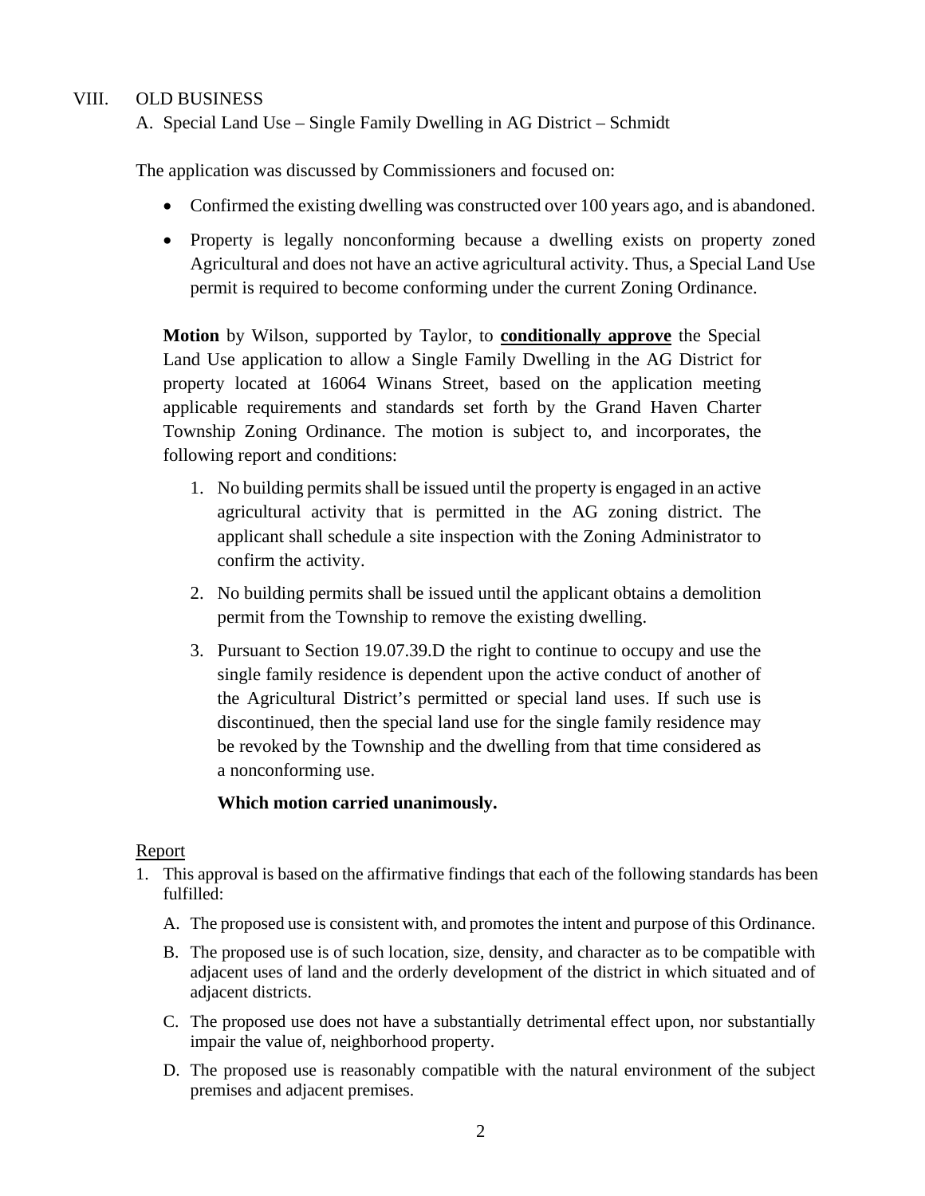## VIII. OLD BUSINESS

### A. Special Land Use – Single Family Dwelling in AG District – Schmidt

The application was discussed by Commissioners and focused on:

- Confirmed the existing dwelling was constructed over 100 years ago, and is abandoned.
- Property is legally nonconforming because a dwelling exists on property zoned Agricultural and does not have an active agricultural activity. Thus, a Special Land Use permit is required to become conforming under the current Zoning Ordinance.

**Motion** by Wilson, supported by Taylor, to **conditionally approve** the Special Land Use application to allow a Single Family Dwelling in the AG District for property located at 16064 Winans Street, based on the application meeting applicable requirements and standards set forth by the Grand Haven Charter Township Zoning Ordinance. The motion is subject to, and incorporates, the following report and conditions:

1. No building permits shall be issued until the property is engaged in an active agricultural activity that is permitted in the AG zoning district. The applicant shall schedule a site inspection with the Zoning Administrator to confirm the activity.
2. No building permits shall be issued until the applicant obtains a demolition permit from the Township to remove the existing dwelling.
3. Pursuant to Section 19.07.39.D the right to continue to occupy and use the single family residence is dependent upon the active conduct of another of the Agricultural District's permitted or special land uses. If such use is discontinued, then the special land use for the single family residence may be revoked by the Township and the dwelling from that time considered as a nonconforming use.

**Which motion carried unanimously.**

Report

1. This approval is based on the affirmative findings that each of the following standards has been fulfilled:
   A. The proposed use is consistent with, and promotes the intent and purpose of this Ordinance.
   B. The proposed use is of such location, size, density, and character as to be compatible with adjacent uses of land and the orderly development of the district in which situated and of adjacent districts.
   C. The proposed use does not have a substantially detrimental effect upon, nor substantially impair the value of, neighborhood property.
   D. The proposed use is reasonably compatible with the natural environment of the subject premises and adjacent premises.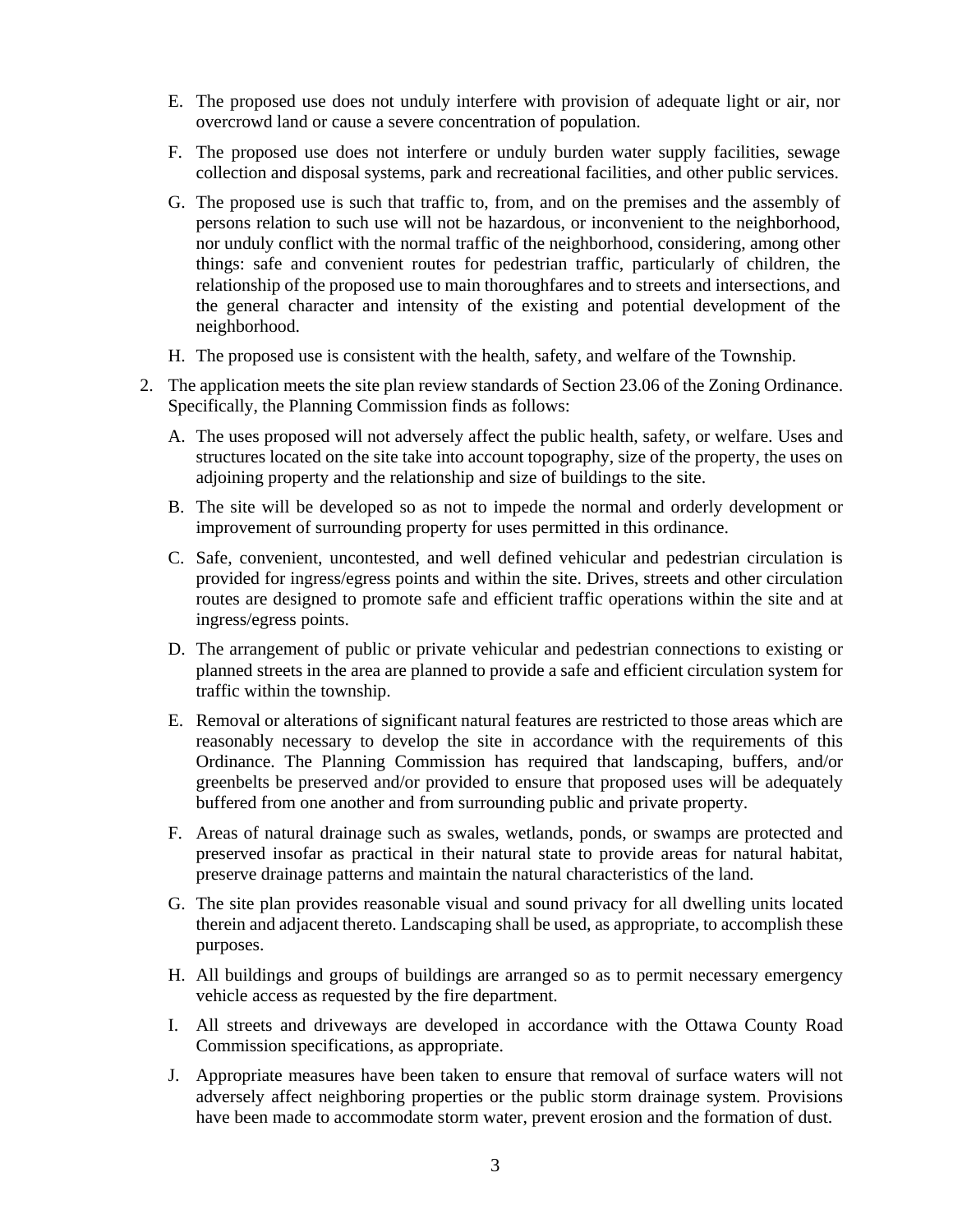E. The proposed use does not unduly interfere with provision of adequate light or air, nor overcrowd land or cause a severe concentration of population.

F. The proposed use does not interfere or unduly burden water supply facilities, sewage collection and disposal systems, park and recreational facilities, and other public services.

G. The proposed use is such that traffic to, from, and on the premises and the assembly of persons relation to such use will not be hazardous, or inconvenient to the neighborhood, nor unduly conflict with the normal traffic of the neighborhood, considering, among other things: safe and convenient routes for pedestrian traffic, particularly of children, the relationship of the proposed use to main thoroughfares and to streets and intersections, and the general character and intensity of the existing and potential development of the neighborhood.

H. The proposed use is consistent with the health, safety, and welfare of the Township.

2. The application meets the site plan review standards of Section 23.06 of the Zoning Ordinance. Specifically, the Planning Commission finds as follows:

   A. The uses proposed will not adversely affect the public health, safety, or welfare. Uses and structures located on the site take into account topography, size of the property, the uses on adjoining property and the relationship and size of buildings to the site.

   B. The site will be developed so as not to impede the normal and orderly development or improvement of surrounding property for uses permitted in this ordinance.

   C. Safe, convenient, uncontested, and well defined vehicular and pedestrian circulation is provided for ingress/egress points and within the site. Drives, streets and other circulation routes are designed to promote safe and efficient traffic operations within the site and at ingress/egress points.

   D. The arrangement of public or private vehicular and pedestrian connections to existing or planned streets in the area are planned to provide a safe and efficient circulation system for traffic within the township.

   E. Removal or alterations of significant natural features are restricted to those areas which are reasonably necessary to develop the site in accordance with the requirements of this Ordinance. The Planning Commission has required that landscaping, buffers, and/or greenbelts be preserved and/or provided to ensure that proposed uses will be adequately buffered from one another and from surrounding public and private property.

   F. Areas of natural drainage such as swales, wetlands, ponds, or swamps are protected and preserved insofar as practical in their natural state to provide areas for natural habitat, preserve drainage patterns and maintain the natural characteristics of the land.

   G. The site plan provides reasonable visual and sound privacy for all dwelling units located therein and adjacent thereto. Landscaping shall be used, as appropriate, to accomplish these purposes.

   H. All buildings and groups of buildings are arranged so as to permit necessary emergency vehicle access as requested by the fire department.

   I. All streets and driveways are developed in accordance with the Ottawa County Road Commission specifications, as appropriate.

   J. Appropriate measures have been taken to ensure that removal of surface waters will not adversely affect neighboring properties or the public storm drainage system. Provisions have been made to accommodate storm water, prevent erosion and the formation of dust.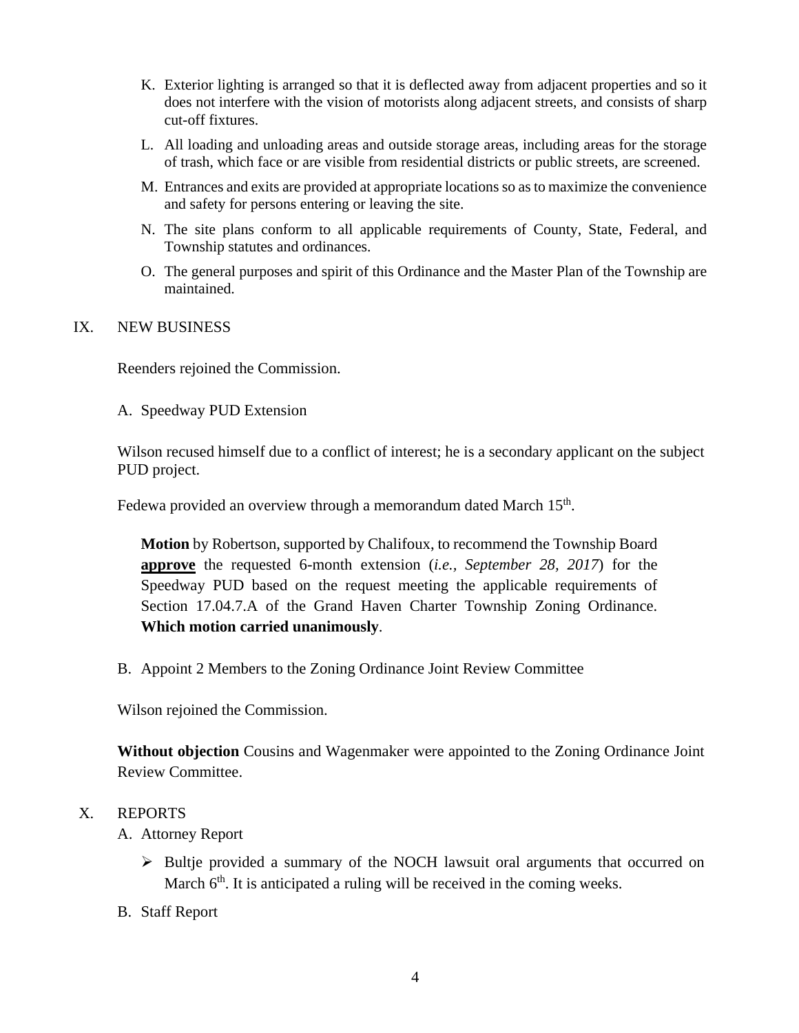K. Exterior lighting is arranged so that it is deflected away from adjacent properties and so it does not interfere with the vision of motorists along adjacent streets, and consists of sharp cut-off fixtures.

L. All loading and unloading areas and outside storage areas, including areas for the storage of trash, which face or are visible from residential districts or public streets, are screened.

M. Entrances and exits are provided at appropriate locations so as to maximize the convenience and safety for persons entering or leaving the site.

N. The site plans conform to all applicable requirements of County, State, Federal, and Township statutes and ordinances.

O. The general purposes and spirit of this Ordinance and the Master Plan of the Township are maintained.

IX. NEW BUSINESS

Reenders rejoined the Commission.

A. Speedway PUD Extension

Wilson recused himself due to a conflict of interest; he is a secondary applicant on the subject PUD project.

Fedewa provided an overview through a memorandum dated March 15th.

> **Motion** by Robertson, supported by Chalifoux, to recommend the Township Board **approve** the requested 6-month extension (*i.e., September 28, 2017*) for the Speedway PUD based on the request meeting the applicable requirements of Section 17.04.7.A of the Grand Haven Charter Township Zoning Ordinance. **Which motion carried unanimously**.

B. Appoint 2 Members to the Zoning Ordinance Joint Review Committee

Wilson rejoined the Commission.

**Without objection** Cousins and Wagenmaker were appointed to the Zoning Ordinance Joint Review Committee.

X. REPORTS

A. Attorney Report

- Bultje provided a summary of the NOCH lawsuit oral arguments that occurred on March 6th. It is anticipated a ruling will be received in the coming weeks.

B. Staff Report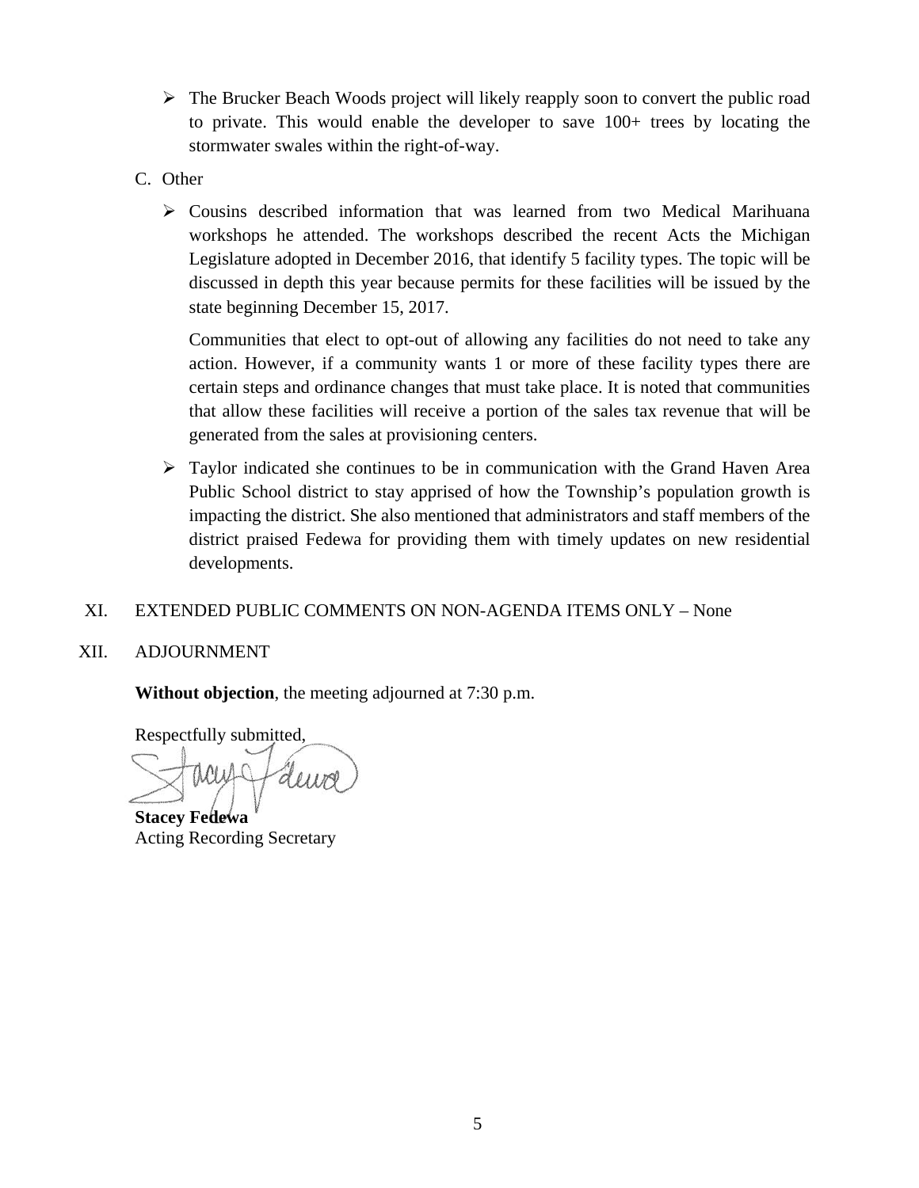- The Brucker Beach Woods project will likely reapply soon to convert the public road to private. This would enable the developer to save 100+ trees by locating the stormwater swales within the right-of-way.

C. Other

- Cousins described information that was learned from two Medical Marihuana workshops he attended. The workshops described the recent Acts the Michigan Legislature adopted in December 2016, that identify 5 facility types. The topic will be discussed in depth this year because permits for these facilities will be issued by the state beginning December 15, 2017.

  Communities that elect to opt-out of allowing any facilities do not need to take any action. However, if a community wants 1 or more of these facility types there are certain steps and ordinance changes that must take place. It is noted that communities that allow these facilities will receive a portion of the sales tax revenue that will be generated from the sales at provisioning centers.

- Taylor indicated she continues to be in communication with the Grand Haven Area Public School district to stay apprised of how the Township's population growth is impacting the district. She also mentioned that administrators and staff members of the district praised Fedewa for providing them with timely updates on new residential developments.

XI. EXTENDED PUBLIC COMMENTS ON NON-AGENDA ITEMS ONLY – None

XII. ADJOURNMENT

**Without objection**, the meeting adjourned at 7:30 p.m.

Respectfully submitted,

**Stacey Fedewa**
Acting Recording Secretary